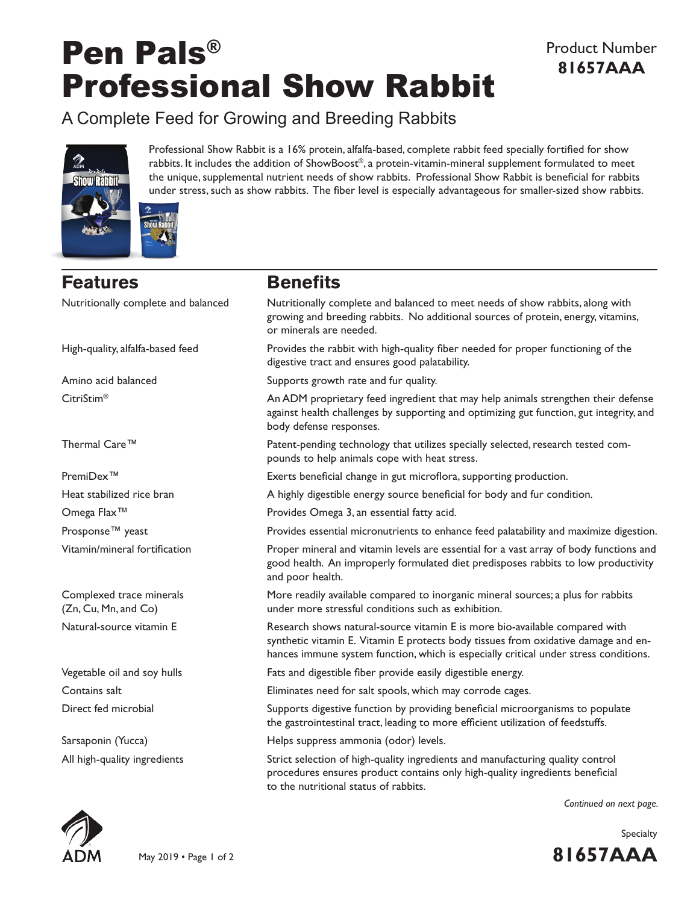# Pen Pals® Professional Show Rabbit

Product Number **81657AAA**

## A Complete Feed for Growing and Breeding Rabbits

Professional Show Rabbit is a 16% protein, alfalfa-based, complete rabbit feed specially fortified for show rabbits. It includes the addition of ShowBoost®, a protein-vitamin-mineral supplement formulated to meet the unique, supplemental nutrient needs of show rabbits. Professional Show Rabbit is beneficial for rabbits under stress, such as show rabbits. The fiber level is especially advantageous for smaller-sized show rabbits.

| Features | Benefits |
| --- | --- |
| Nutritionally complete and balanced | Nutritionally complete and balanced to meet needs of show rabbits, along with growing and breeding rabbits. No additional sources of protein, energy, vitamins, or minerals are needed. |
| High-quality, alfalfa-based feed | Provides the rabbit with high-quality fiber needed for proper functioning of the digestive tract and ensures good palatability. |
| Amino acid balanced | Supports growth rate and fur quality. |
| CitriStim® | An ADM proprietary feed ingredient that may help animals strengthen their defense against health challenges by supporting and optimizing gut function, gut integrity, and body defense responses. |
| Thermal Care™ | Patent-pending technology that utilizes specially selected, research tested compounds to help animals cope with heat stress. |
| PremiDex™ | Exerts beneficial change in gut microflora, supporting production. |
| Heat stabilized rice bran | A highly digestible energy source beneficial for body and fur condition. |
| Omega Flax™ | Provides Omega 3, an essential fatty acid. |
| Prosponse™ yeast | Provides essential micronutrients to enhance feed palatability and maximize digestion. |
| Vitamin/mineral fortification | Proper mineral and vitamin levels are essential for a vast array of body functions and good health. An improperly formulated diet predisposes rabbits to low productivity and poor health. |
| Complexed trace minerals (Zn, Cu, Mn, and Co) | More readily available compared to inorganic mineral sources; a plus for rabbits under more stressful conditions such as exhibition. |
| Natural-source vitamin E | Research shows natural-source vitamin E is more bio-available compared with synthetic vitamin E. Vitamin E protects body tissues from oxidative damage and enhances immune system function, which is especially critical under stress conditions. |
| Vegetable oil and soy hulls | Fats and digestible fiber provide easily digestible energy. |
| Contains salt | Eliminates need for salt spools, which may corrode cages. |
| Direct fed microbial | Supports digestive function by providing beneficial microorganisms to populate the gastrointestinal tract, leading to more efficient utilization of feedstuffs. |
| Sarsaponin (Yucca) | Helps suppress ammonia (odor) levels. |
| All high-quality ingredients | Strict selection of high-quality ingredients and manufacturing quality control procedures ensures product contains only high-quality ingredients beneficial to the nutritional status of rabbits. |

*Continued on next page.*

May 2019

Specialty

**81657AAA**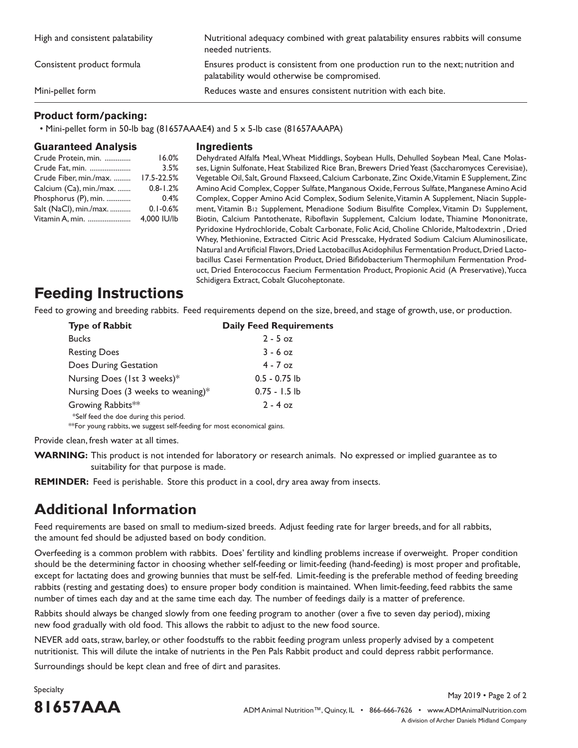| | |
|---|---|
| High and consistent palatability | Nutritional adequacy combined with great palatability ensures rabbits will consume needed nutrients. |
| Consistent product formula | Ensures product is consistent from one production run to the next; nutrition and palatability would otherwise be compromised. |
| Mini-pellet form | Reduces waste and ensures consistent nutrition with each bite. |

### Product form/packing:

• Mini-pellet form in 50-lb bag (81657AAAE4) and 5 x 5-lb case (81657AAAPA)

### Guaranteed Analysis

| | |
|---|---|
| Crude Protein, min. | 16.0% |
| Crude Fat, min. | 3.5% |
| Crude Fiber, min./max. | 17.5-22.5% |
| Calcium (Ca), min./max. | 0.8-1.2% |
| Phosphorus (P), min. | 0.4% |
| Salt (NaCl), min./max. | 0.1-0.6% |
| Vitamin A, min. | 4,000 IU/lb |

### Ingredients

Dehydrated Alfalfa Meal, Wheat Middlings, Soybean Hulls, Dehulled Soybean Meal, Cane Molasses, Lignin Sulfonate, Heat Stabilized Rice Bran, Brewers Dried Yeast (Saccharomyces Cerevisiae), Vegetable Oil, Salt, Ground Flaxseed, Calcium Carbonate, Zinc Oxide, Vitamin E Supplement, Zinc Amino Acid Complex, Copper Sulfate, Manganous Oxide, Ferrous Sulfate, Manganese Amino Acid Complex, Copper Amino Acid Complex, Sodium Selenite, Vitamin A Supplement, Niacin Supplement, Vitamin $B_{12}$ Supplement, Menadione Sodium Bisulfite Complex, Vitamin $D_3$ Supplement, Biotin, Calcium Pantothenate, Riboflavin Supplement, Calcium Iodate, Thiamine Mononitrate, Pyridoxine Hydrochloride, Cobalt Carbonate, Folic Acid, Choline Chloride, Maltodextrin , Dried Whey, Methionine, Extracted Citric Acid Presscake, Hydrated Sodium Calcium Aluminosilicate, Natural and Artificial Flavors, Dried Lactobacillus Acidophilus Fermentation Product, Dried Lactobacillus Casei Fermentation Product, Dried Bifidobacterium Thermophilum Fermentation Product, Dried Enterococcus Faecium Fermentation Product, Propionic Acid (A Preservative), Yucca Schidigera Extract, Cobalt Glucoheptonate.

# Feeding Instructions

Feed to growing and breeding rabbits. Feed requirements depend on the size, breed, and stage of growth, use, or production.

| Type of Rabbit | Daily Feed Requirements |
|---|---|
| Bucks | 2 - 5 oz |
| Resting Does | 3 - 6 oz |
| Does During Gestation | 4 - 7 oz |
| Nursing Does (1st 3 weeks)* | 0.5 - 0.75 lb |
| Nursing Does (3 weeks to weaning)* | 0.75 - 1.5 lb |
| Growing Rabbits** | 2 - 4 oz |

*Self feed the doe during this period.

**For young rabbits, we suggest self-feeding for most economical gains.

Provide clean, fresh water at all times.

**WARNING:** This product is not intended for laboratory or research animals. No expressed or implied guarantee as to suitability for that purpose is made.

**REMINDER:** Feed is perishable. Store this product in a cool, dry area away from insects.

# Additional Information

Feed requirements are based on small to medium-sized breeds. Adjust feeding rate for larger breeds, and for all rabbits, the amount fed should be adjusted based on body condition.

Overfeeding is a common problem with rabbits. Does' fertility and kindling problems increase if overweight. Proper condition should be the determining factor in choosing whether self-feeding or limit-feeding (hand-feeding) is most proper and profitable, except for lactating does and growing bunnies that must be self-fed. Limit-feeding is the preferable method of feeding breeding rabbits (resting and gestating does) to ensure proper body condition is maintained. When limit-feeding, feed rabbits the same number of times each day and at the same time each day. The number of feedings daily is a matter of preference.

Rabbits should always be changed slowly from one feeding program to another (over a five to seven day period), mixing new food gradually with old food. This allows the rabbit to adjust to the new food source.

NEVER add oats, straw, barley, or other foodstuffs to the rabbit feeding program unless properly advised by a competent nutritionist. This will dilute the intake of nutrients in the Pen Pals Rabbit product and could depress rabbit performance.

Surroundings should be kept clean and free of dirt and parasites.

Specialty

**81657AAA**

May 2019

ADM Animal Nutrition™, Quincy, IL • 866-666-7626 • www.ADMAnimalNutrition.com

A division of Archer Daniels Midland Company